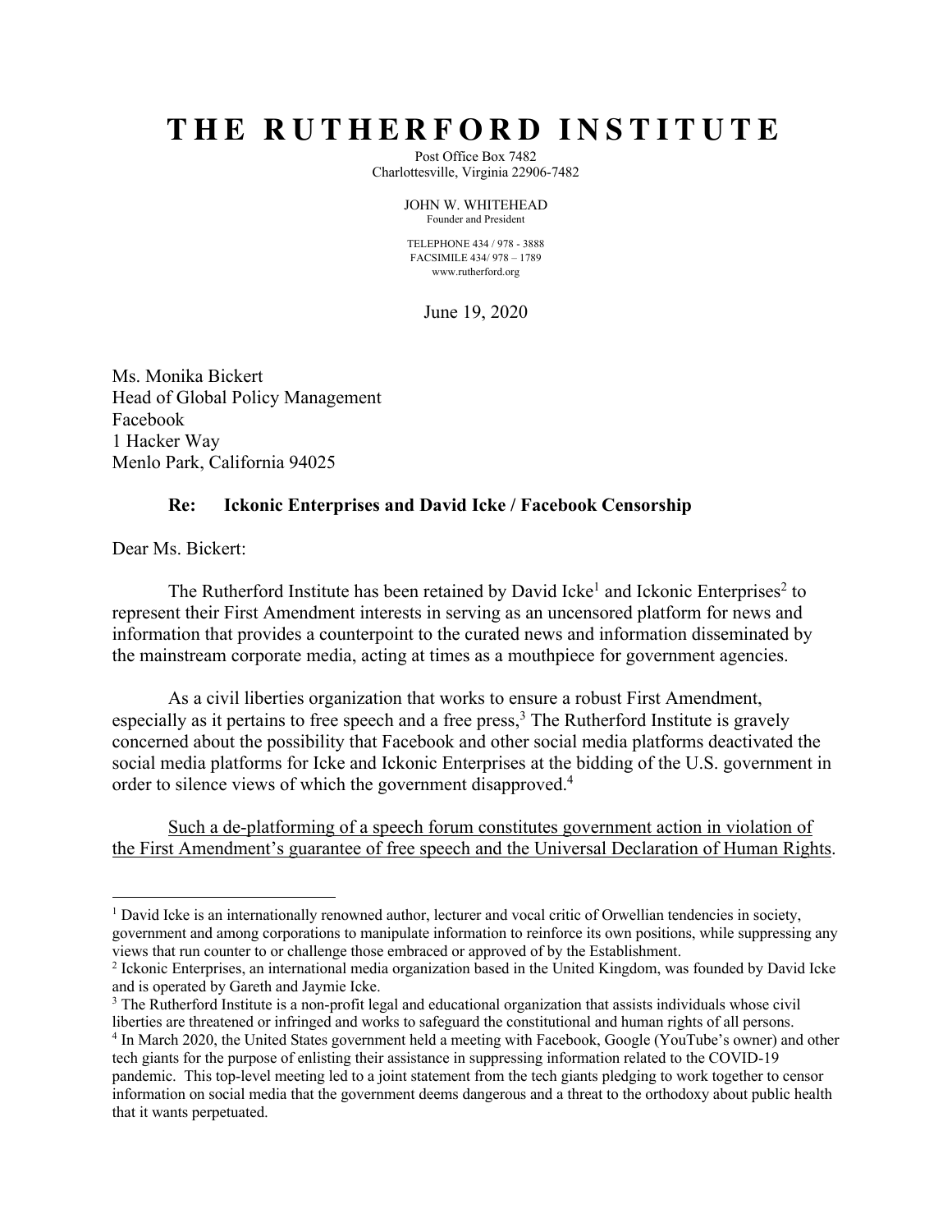# THE RUTHERFORD INSTITUTE

Post Office Box 7482
Charlottesville, Virginia 22906-7482

JOHN W. WHITEHEAD
Founder and President

TELEPHONE 434 / 978 - 3888
FACSIMILE 434/ 978 – 1789
www.rutherford.org

June 19, 2020

Ms. Monika Bickert
Head of Global Policy Management
Facebook
1 Hacker Way
Menlo Park, California 94025

**Re: Ickonic Enterprises and David Icke / Facebook Censorship**

Dear Ms. Bickert:

The Rutherford Institute has been retained by David Icke[1] and Ickonic Enterprises[2] to represent their First Amendment interests in serving as an uncensored platform for news and information that provides a counterpoint to the curated news and information disseminated by the mainstream corporate media, acting at times as a mouthpiece for government agencies.

As a civil liberties organization that works to ensure a robust First Amendment, especially as it pertains to free speech and a free press,[3] The Rutherford Institute is gravely concerned about the possibility that Facebook and other social media platforms deactivated the social media platforms for Icke and Ickonic Enterprises at the bidding of the U.S. government in order to silence views of which the government disapproved.[4]

<u>Such a de-platforming of a speech forum constitutes government action in violation of the First Amendment's guarantee of free speech and the Universal Declaration of Human Rights</u>.

---

[1] David Icke is an internationally renowned author, lecturer and vocal critic of Orwellian tendencies in society, government and among corporations to manipulate information to reinforce its own positions, while suppressing any views that run counter to or challenge those embraced or approved of by the Establishment.

[2] Ickonic Enterprises, an international media organization based in the United Kingdom, was founded by David Icke and is operated by Gareth and Jaymie Icke.

[3] The Rutherford Institute is a non-profit legal and educational organization that assists individuals whose civil liberties are threatened or infringed and works to safeguard the constitutional and human rights of all persons.

[4] In March 2020, the United States government held a meeting with Facebook, Google (YouTube's owner) and other tech giants for the purpose of enlisting their assistance in suppressing information related to the COVID-19 pandemic. This top-level meeting led to a joint statement from the tech giants pledging to work together to censor information on social media that the government deems dangerous and a threat to the orthodoxy about public health that it wants perpetuated.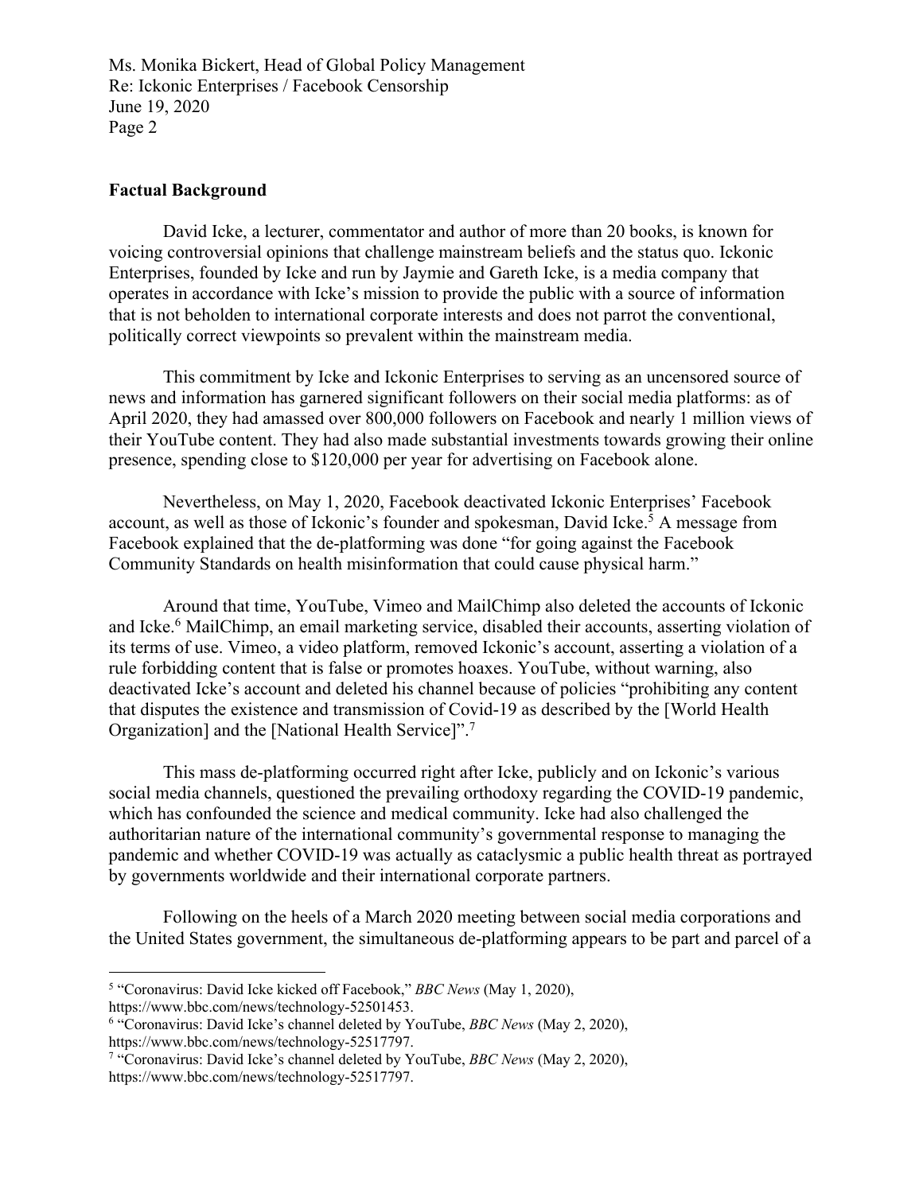## Factual Background

David Icke, a lecturer, commentator and author of more than 20 books, is known for voicing controversial opinions that challenge mainstream beliefs and the status quo. Ickonic Enterprises, founded by Icke and run by Jaymie and Gareth Icke, is a media company that operates in accordance with Icke's mission to provide the public with a source of information that is not beholden to international corporate interests and does not parrot the conventional, politically correct viewpoints so prevalent within the mainstream media.

This commitment by Icke and Ickonic Enterprises to serving as an uncensored source of news and information has garnered significant followers on their social media platforms: as of April 2020, they had amassed over 800,000 followers on Facebook and nearly 1 million views of their YouTube content. They had also made substantial investments towards growing their online presence, spending close to $120,000 per year for advertising on Facebook alone.

Nevertheless, on May 1, 2020, Facebook deactivated Ickonic Enterprises' Facebook account, as well as those of Ickonic's founder and spokesman, David Icke.[5] A message from Facebook explained that the de-platforming was done "for going against the Facebook Community Standards on health misinformation that could cause physical harm."

Around that time, YouTube, Vimeo and MailChimp also deleted the accounts of Ickonic and Icke.[6] MailChimp, an email marketing service, disabled their accounts, asserting violation of its terms of use. Vimeo, a video platform, removed Ickonic's account, asserting a violation of a rule forbidding content that is false or promotes hoaxes. YouTube, without warning, also deactivated Icke's account and deleted his channel because of policies "prohibiting any content that disputes the existence and transmission of Covid-19 as described by the [World Health Organization] and the [National Health Service]".[7]

This mass de-platforming occurred right after Icke, publicly and on Ickonic's various social media channels, questioned the prevailing orthodoxy regarding the COVID-19 pandemic, which has confounded the science and medical community. Icke had also challenged the authoritarian nature of the international community's governmental response to managing the pandemic and whether COVID-19 was actually as cataclysmic a public health threat as portrayed by governments worldwide and their international corporate partners.

Following on the heels of a March 2020 meeting between social media corporations and the United States government, the simultaneous de-platforming appears to be part and parcel of a

---

[5] "Coronavirus: David Icke kicked off Facebook," *BBC News* (May 1, 2020), https://www.bbc.com/news/technology-52501453.

[6] "Coronavirus: David Icke's channel deleted by YouTube, *BBC News* (May 2, 2020), https://www.bbc.com/news/technology-52517797.

[7] "Coronavirus: David Icke's channel deleted by YouTube, *BBC News* (May 2, 2020), https://www.bbc.com/news/technology-52517797.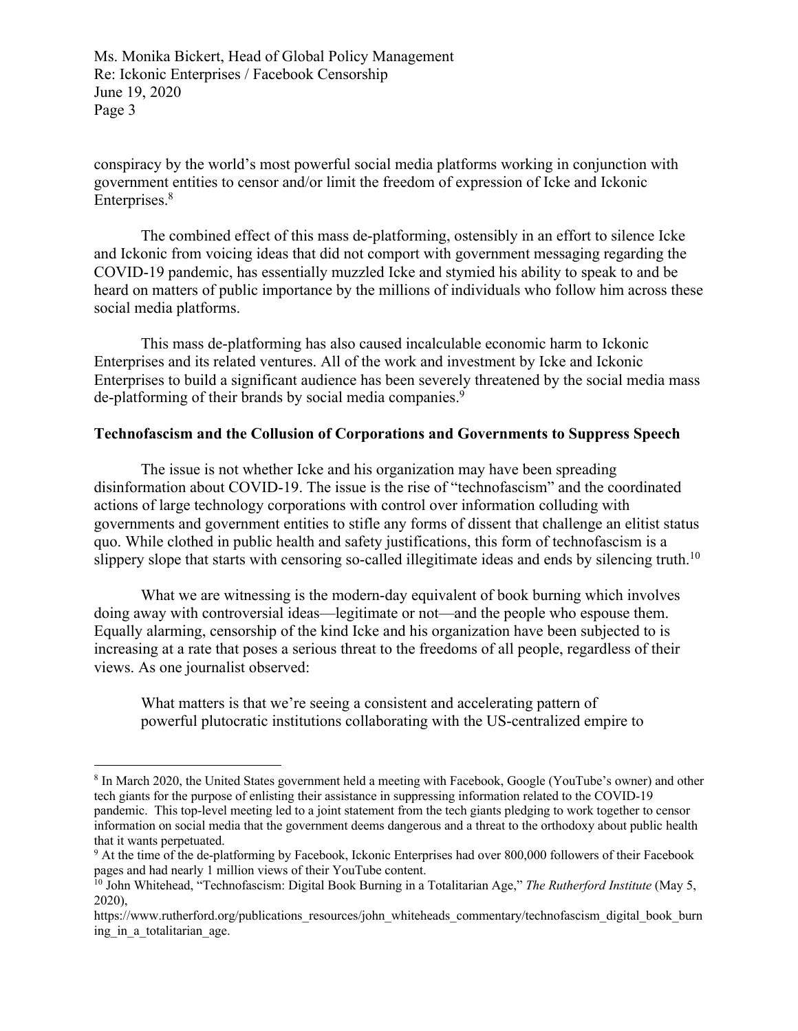conspiracy by the world's most powerful social media platforms working in conjunction with government entities to censor and/or limit the freedom of expression of Icke and Ickonic Enterprises.[8]

The combined effect of this mass de-platforming, ostensibly in an effort to silence Icke and Ickonic from voicing ideas that did not comport with government messaging regarding the COVID-19 pandemic, has essentially muzzled Icke and stymied his ability to speak to and be heard on matters of public importance by the millions of individuals who follow him across these social media platforms.

This mass de-platforming has also caused incalculable economic harm to Ickonic Enterprises and its related ventures. All of the work and investment by Icke and Ickonic Enterprises to build a significant audience has been severely threatened by the social media mass de-platforming of their brands by social media companies.[9]

**Technofascism and the Collusion of Corporations and Governments to Suppress Speech**

The issue is not whether Icke and his organization may have been spreading disinformation about COVID-19. The issue is the rise of "technofascism" and the coordinated actions of large technology corporations with control over information colluding with governments and government entities to stifle any forms of dissent that challenge an elitist status quo. While clothed in public health and safety justifications, this form of technofascism is a slippery slope that starts with censoring so-called illegitimate ideas and ends by silencing truth.[10]

What we are witnessing is the modern-day equivalent of book burning which involves doing away with controversial ideas—legitimate or not—and the people who espouse them. Equally alarming, censorship of the kind Icke and his organization have been subjected to is increasing at a rate that poses a serious threat to the freedoms of all people, regardless of their views. As one journalist observed:

> What matters is that we're seeing a consistent and accelerating pattern of powerful plutocratic institutions collaborating with the US-centralized empire to

---

[8] In March 2020, the United States government held a meeting with Facebook, Google (YouTube's owner) and other tech giants for the purpose of enlisting their assistance in suppressing information related to the COVID-19 pandemic. This top-level meeting led to a joint statement from the tech giants pledging to work together to censor information on social media that the government deems dangerous and a threat to the orthodoxy about public health that it wants perpetuated.

[9] At the time of the de-platforming by Facebook, Ickonic Enterprises had over 800,000 followers of their Facebook pages and had nearly 1 million views of their YouTube content.

[10] John Whitehead, "Technofascism: Digital Book Burning in a Totalitarian Age," *The Rutherford Institute* (May 5, 2020), https://www.rutherford.org/publications_resources/john_whiteheads_commentary/technofascism_digital_book_burning_in_a_totalitarian_age.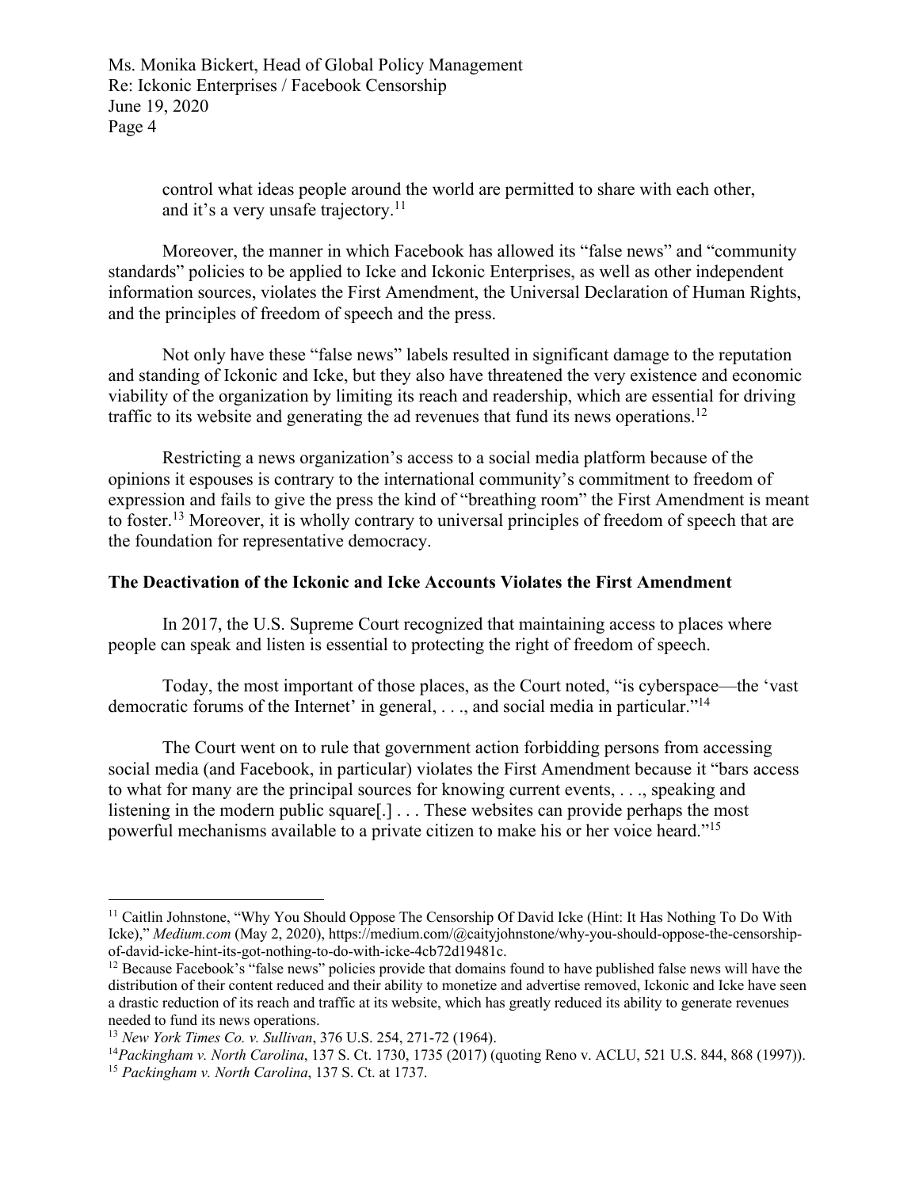> control what ideas people around the world are permitted to share with each other, and it's a very unsafe trajectory.[11]

Moreover, the manner in which Facebook has allowed its "false news" and "community standards" policies to be applied to Icke and Ickonic Enterprises, as well as other independent information sources, violates the First Amendment, the Universal Declaration of Human Rights, and the principles of freedom of speech and the press.

Not only have these "false news" labels resulted in significant damage to the reputation and standing of Ickonic and Icke, but they also have threatened the very existence and economic viability of the organization by limiting its reach and readership, which are essential for driving traffic to its website and generating the ad revenues that fund its news operations.[12]

Restricting a news organization's access to a social media platform because of the opinions it espouses is contrary to the international community's commitment to freedom of expression and fails to give the press the kind of "breathing room" the First Amendment is meant to foster.[13] Moreover, it is wholly contrary to universal principles of freedom of speech that are the foundation for representative democracy.

**The Deactivation of the Ickonic and Icke Accounts Violates the First Amendment**

In 2017, the U.S. Supreme Court recognized that maintaining access to places where people can speak and listen is essential to protecting the right of freedom of speech.

Today, the most important of those places, as the Court noted, "is cyberspace—the 'vast democratic forums of the Internet' in general, . . ., and social media in particular."[14]

The Court went on to rule that government action forbidding persons from accessing social media (and Facebook, in particular) violates the First Amendment because it "bars access to what for many are the principal sources for knowing current events, . . ., speaking and listening in the modern public square[.] . . . These websites can provide perhaps the most powerful mechanisms available to a private citizen to make his or her voice heard."[15]

---

[11] Caitlin Johnstone, "Why You Should Oppose The Censorship Of David Icke (Hint: It Has Nothing To Do With Icke)," *Medium.com* (May 2, 2020), https://medium.com/@caityjohnstone/why-you-should-oppose-the-censorship-of-david-icke-hint-its-got-nothing-to-do-with-icke-4cb72d19481c.

[12] Because Facebook's "false news" policies provide that domains found to have published false news will have the distribution of their content reduced and their ability to monetize and advertise removed, Ickonic and Icke have seen a drastic reduction of its reach and traffic at its website, which has greatly reduced its ability to generate revenues needed to fund its news operations.

[13] *New York Times Co. v. Sullivan*, 376 U.S. 254, 271-72 (1964).

[14] *Packingham v. North Carolina*, 137 S. Ct. 1730, 1735 (2017) (quoting Reno v. ACLU, 521 U.S. 844, 868 (1997)).

[15] *Packingham v. North Carolina*, 137 S. Ct. at 1737.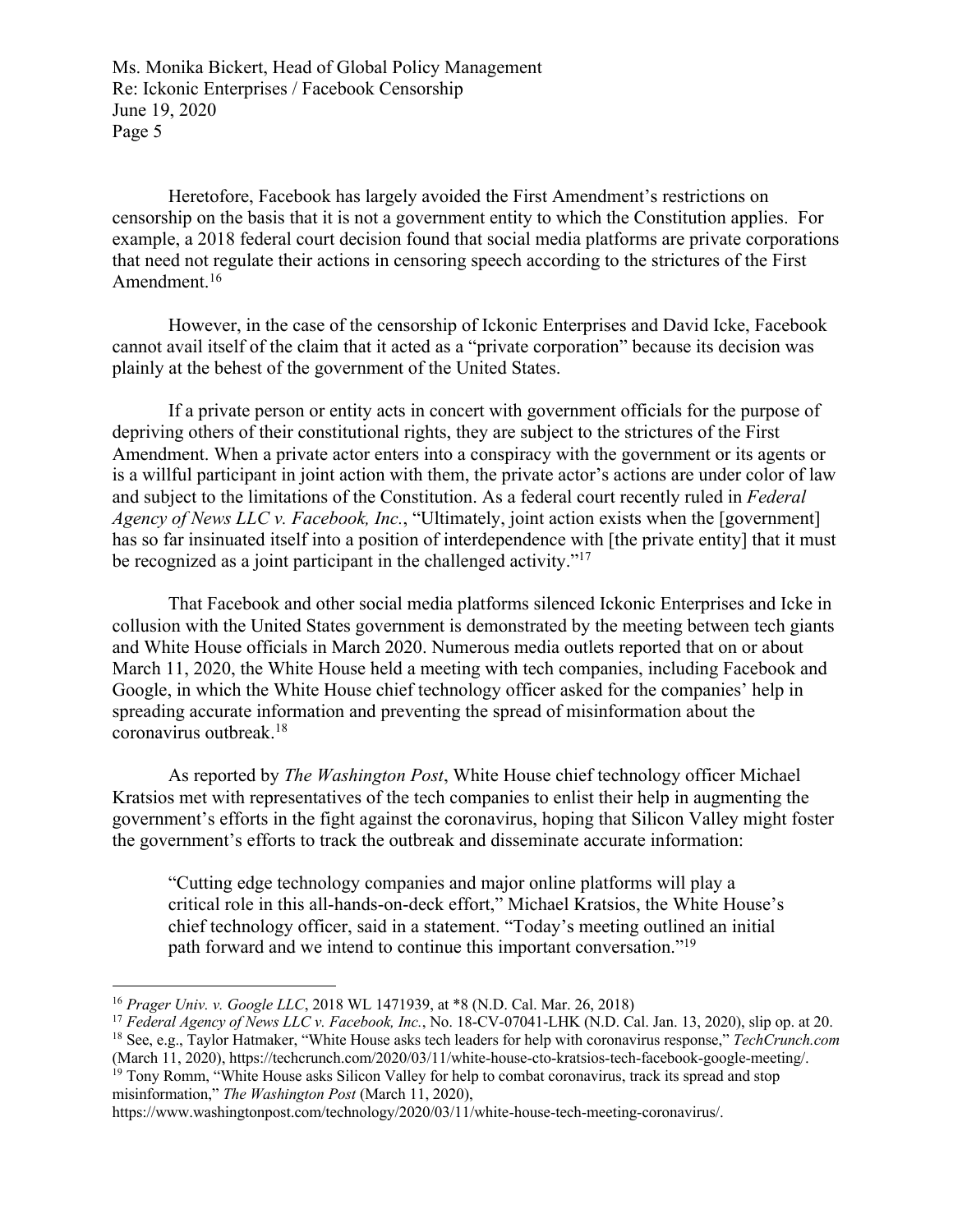Heretofore, Facebook has largely avoided the First Amendment's restrictions on censorship on the basis that it is not a government entity to which the Constitution applies. For example, a 2018 federal court decision found that social media platforms are private corporations that need not regulate their actions in censoring speech according to the strictures of the First Amendment.[16]

However, in the case of the censorship of Ickonic Enterprises and David Icke, Facebook cannot avail itself of the claim that it acted as a "private corporation" because its decision was plainly at the behest of the government of the United States.

If a private person or entity acts in concert with government officials for the purpose of depriving others of their constitutional rights, they are subject to the strictures of the First Amendment. When a private actor enters into a conspiracy with the government or its agents or is a willful participant in joint action with them, the private actor's actions are under color of law and subject to the limitations of the Constitution. As a federal court recently ruled in *Federal Agency of News LLC v. Facebook, Inc.*, "Ultimately, joint action exists when the [government] has so far insinuated itself into a position of interdependence with [the private entity] that it must be recognized as a joint participant in the challenged activity."[17]

That Facebook and other social media platforms silenced Ickonic Enterprises and Icke in collusion with the United States government is demonstrated by the meeting between tech giants and White House officials in March 2020. Numerous media outlets reported that on or about March 11, 2020, the White House held a meeting with tech companies, including Facebook and Google, in which the White House chief technology officer asked for the companies' help in spreading accurate information and preventing the spread of misinformation about the coronavirus outbreak.[18]

As reported by *The Washington Post*, White House chief technology officer Michael Kratsios met with representatives of the tech companies to enlist their help in augmenting the government's efforts in the fight against the coronavirus, hoping that Silicon Valley might foster the government's efforts to track the outbreak and disseminate accurate information:

> "Cutting edge technology companies and major online platforms will play a critical role in this all-hands-on-deck effort," Michael Kratsios, the White House's chief technology officer, said in a statement. "Today's meeting outlined an initial path forward and we intend to continue this important conversation."[19]

---

[16] *Prager Univ. v. Google LLC*, 2018 WL 1471939, at *8 (N.D. Cal. Mar. 26, 2018)

[17] *Federal Agency of News LLC v. Facebook, Inc.*, No. 18-CV-07041-LHK (N.D. Cal. Jan. 13, 2020), slip op. at 20.

[18] See, e.g., Taylor Hatmaker, "White House asks tech leaders for help with coronavirus response," *TechCrunch.com* (March 11, 2020), https://techcrunch.com/2020/03/11/white-house-cto-kratsios-tech-facebook-google-meeting/.

[19] Tony Romm, "White House asks Silicon Valley for help to combat coronavirus, track its spread and stop misinformation," *The Washington Post* (March 11, 2020), https://www.washingtonpost.com/technology/2020/03/11/white-house-tech-meeting-coronavirus/.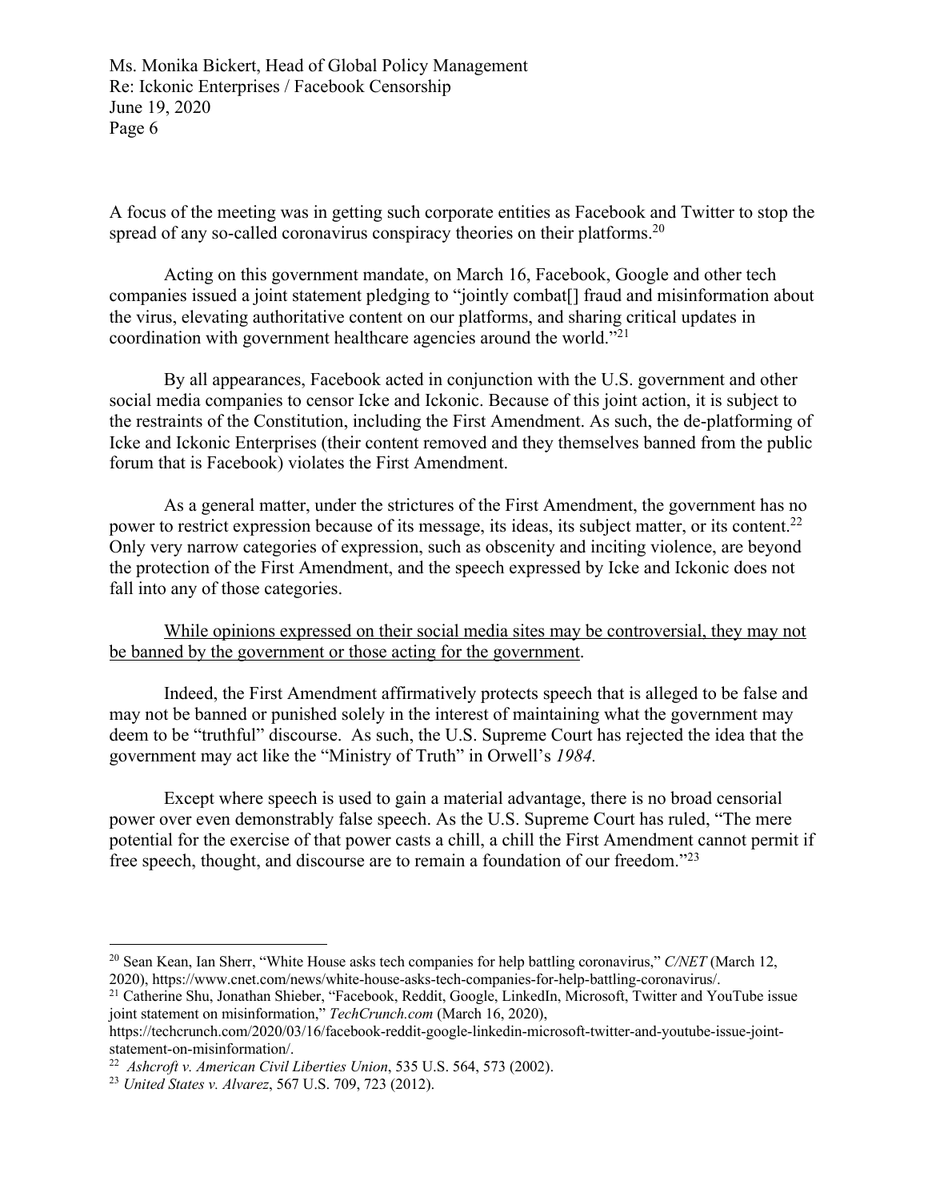A focus of the meeting was in getting such corporate entities as Facebook and Twitter to stop the spread of any so-called coronavirus conspiracy theories on their platforms.[20]

Acting on this government mandate, on March 16, Facebook, Google and other tech companies issued a joint statement pledging to "jointly combat[] fraud and misinformation about the virus, elevating authoritative content on our platforms, and sharing critical updates in coordination with government healthcare agencies around the world."[21]

By all appearances, Facebook acted in conjunction with the U.S. government and other social media companies to censor Icke and Ickonic. Because of this joint action, it is subject to the restraints of the Constitution, including the First Amendment. As such, the de-platforming of Icke and Ickonic Enterprises (their content removed and they themselves banned from the public forum that is Facebook) violates the First Amendment.

As a general matter, under the strictures of the First Amendment, the government has no power to restrict expression because of its message, its ideas, its subject matter, or its content.[22] Only very narrow categories of expression, such as obscenity and inciting violence, are beyond the protection of the First Amendment, and the speech expressed by Icke and Ickonic does not fall into any of those categories.

<u>While opinions expressed on their social media sites may be controversial, they may not be banned by the government or those acting for the government</u>.

Indeed, the First Amendment affirmatively protects speech that is alleged to be false and may not be banned or punished solely in the interest of maintaining what the government may deem to be "truthful" discourse. As such, the U.S. Supreme Court has rejected the idea that the government may act like the "Ministry of Truth" in Orwell's *1984.*

Except where speech is used to gain a material advantage, there is no broad censorial power over even demonstrably false speech. As the U.S. Supreme Court has ruled, "The mere potential for the exercise of that power casts a chill, a chill the First Amendment cannot permit if free speech, thought, and discourse are to remain a foundation of our freedom."[23]

---

[20] Sean Kean, Ian Sherr, "White House asks tech companies for help battling coronavirus," *C/NET* (March 12, 2020), https://www.cnet.com/news/white-house-asks-tech-companies-for-help-battling-coronavirus/.

[21] Catherine Shu, Jonathan Shieber, "Facebook, Reddit, Google, LinkedIn, Microsoft, Twitter and YouTube issue joint statement on misinformation," *TechCrunch.com* (March 16, 2020), https://techcrunch.com/2020/03/16/facebook-reddit-google-linkedin-microsoft-twitter-and-youtube-issue-joint-statement-on-misinformation/.

[22] *Ashcroft v. American Civil Liberties Union*, 535 U.S. 564, 573 (2002).

[23] *United States v. Alvarez*, 567 U.S. 709, 723 (2012).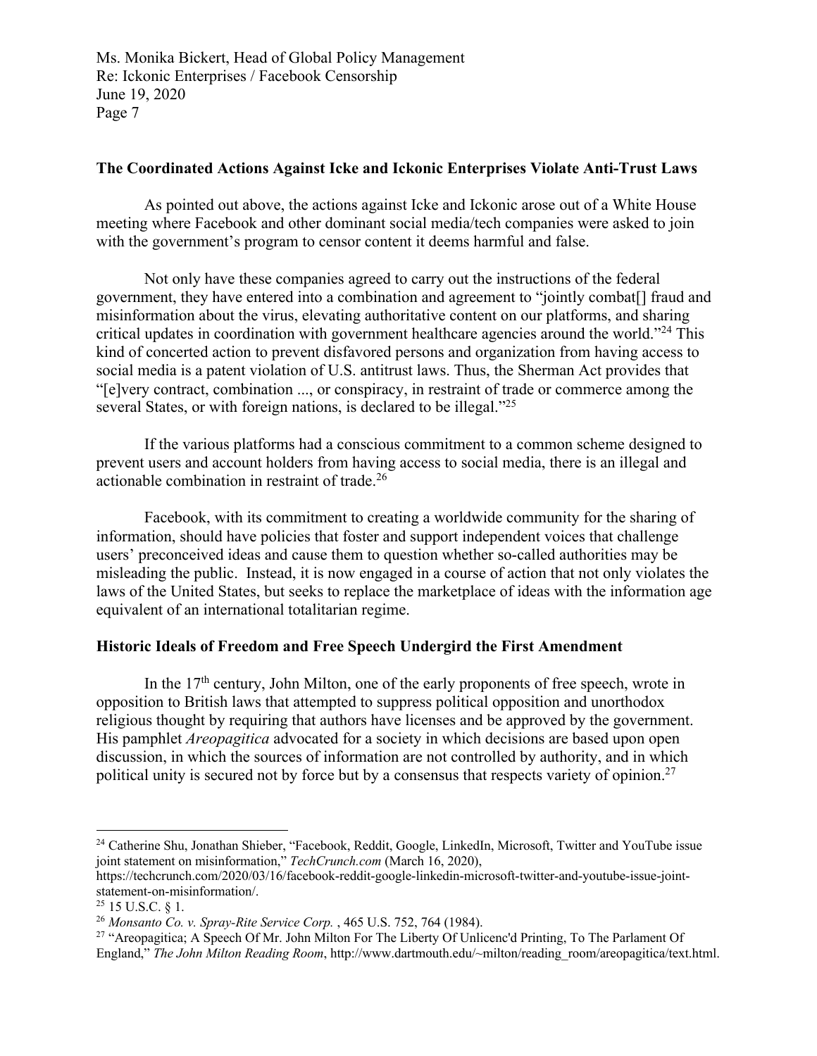**The Coordinated Actions Against Icke and Ickonic Enterprises Violate Anti-Trust Laws**

As pointed out above, the actions against Icke and Ickonic arose out of a White House meeting where Facebook and other dominant social media/tech companies were asked to join with the government's program to censor content it deems harmful and false.

Not only have these companies agreed to carry out the instructions of the federal government, they have entered into a combination and agreement to "jointly combat[] fraud and misinformation about the virus, elevating authoritative content on our platforms, and sharing critical updates in coordination with government healthcare agencies around the world."[24] This kind of concerted action to prevent disfavored persons and organization from having access to social media is a patent violation of U.S. antitrust laws. Thus, the Sherman Act provides that "[e]very contract, combination ..., or conspiracy, in restraint of trade or commerce among the several States, or with foreign nations, is declared to be illegal."[25]

If the various platforms had a conscious commitment to a common scheme designed to prevent users and account holders from having access to social media, there is an illegal and actionable combination in restraint of trade.[26]

Facebook, with its commitment to creating a worldwide community for the sharing of information, should have policies that foster and support independent voices that challenge users' preconceived ideas and cause them to question whether so-called authorities may be misleading the public. Instead, it is now engaged in a course of action that not only violates the laws of the United States, but seeks to replace the marketplace of ideas with the information age equivalent of an international totalitarian regime.

**Historic Ideals of Freedom and Free Speech Undergird the First Amendment**

In the 17th century, John Milton, one of the early proponents of free speech, wrote in opposition to British laws that attempted to suppress political opposition and unorthodox religious thought by requiring that authors have licenses and be approved by the government. His pamphlet *Areopagitica* advocated for a society in which decisions are based upon open discussion, in which the sources of information are not controlled by authority, and in which political unity is secured not by force but by a consensus that respects variety of opinion.[27]

---

[24] Catherine Shu, Jonathan Shieber, "Facebook, Reddit, Google, LinkedIn, Microsoft, Twitter and YouTube issue joint statement on misinformation," *TechCrunch.com* (March 16, 2020), https://techcrunch.com/2020/03/16/facebook-reddit-google-linkedin-microsoft-twitter-and-youtube-issue-joint-statement-on-misinformation/.

[25] 15 U.S.C. § 1.

[26] *Monsanto Co. v. Spray-Rite Service Corp.* , 465 U.S. 752, 764 (1984).

[27] "Areopagitica; A Speech Of Mr. John Milton For The Liberty Of Unlicenc'd Printing, To The Parlament Of England," *The John Milton Reading Room*, http://www.dartmouth.edu/~milton/reading_room/areopagitica/text.html.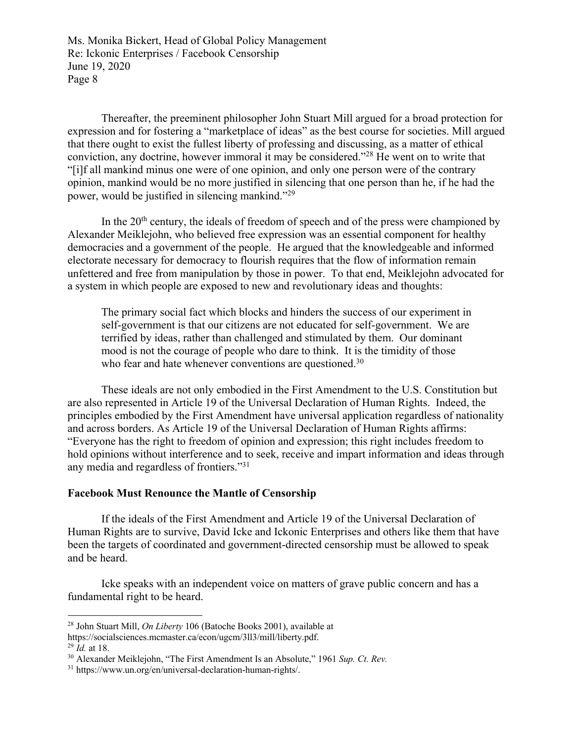Thereafter, the preeminent philosopher John Stuart Mill argued for a broad protection for expression and for fostering a "marketplace of ideas" as the best course for societies. Mill argued that there ought to exist the fullest liberty of professing and discussing, as a matter of ethical conviction, any doctrine, however immoral it may be considered."[28] He went on to write that "[i]f all mankind minus one were of one opinion, and only one person were of the contrary opinion, mankind would be no more justified in silencing that one person than he, if he had the power, would be justified in silencing mankind."[29]

In the 20th century, the ideals of freedom of speech and of the press were championed by Alexander Meiklejohn, who believed free expression was an essential component for healthy democracies and a government of the people. He argued that the knowledgeable and informed electorate necessary for democracy to flourish requires that the flow of information remain unfettered and free from manipulation by those in power. To that end, Meiklejohn advocated for a system in which people are exposed to new and revolutionary ideas and thoughts:

> The primary social fact which blocks and hinders the success of our experiment in self-government is that our citizens are not educated for self-government. We are terrified by ideas, rather than challenged and stimulated by them. Our dominant mood is not the courage of people who dare to think. It is the timidity of those who fear and hate whenever conventions are questioned.[30]

These ideals are not only embodied in the First Amendment to the U.S. Constitution but are also represented in Article 19 of the Universal Declaration of Human Rights. Indeed, the principles embodied by the First Amendment have universal application regardless of nationality and across borders. As Article 19 of the Universal Declaration of Human Rights affirms: "Everyone has the right to freedom of opinion and expression; this right includes freedom to hold opinions without interference and to seek, receive and impart information and ideas through any media and regardless of frontiers."[31]

## Facebook Must Renounce the Mantle of Censorship

If the ideals of the First Amendment and Article 19 of the Universal Declaration of Human Rights are to survive, David Icke and Ickonic Enterprises and others like them that have been the targets of coordinated and government-directed censorship must be allowed to speak and be heard.

Icke speaks with an independent voice on matters of grave public concern and has a fundamental right to be heard.

---

[28] John Stuart Mill, *On Liberty* 106 (Batoche Books 2001), available at https://socialsciences.mcmaster.ca/econ/ugcm/3ll3/mill/liberty.pdf.

[29] *Id.* at 18.

[30] Alexander Meiklejohn, "The First Amendment Is an Absolute," 1961 *Sup. Ct. Rev.*

[31] https://www.un.org/en/universal-declaration-human-rights/.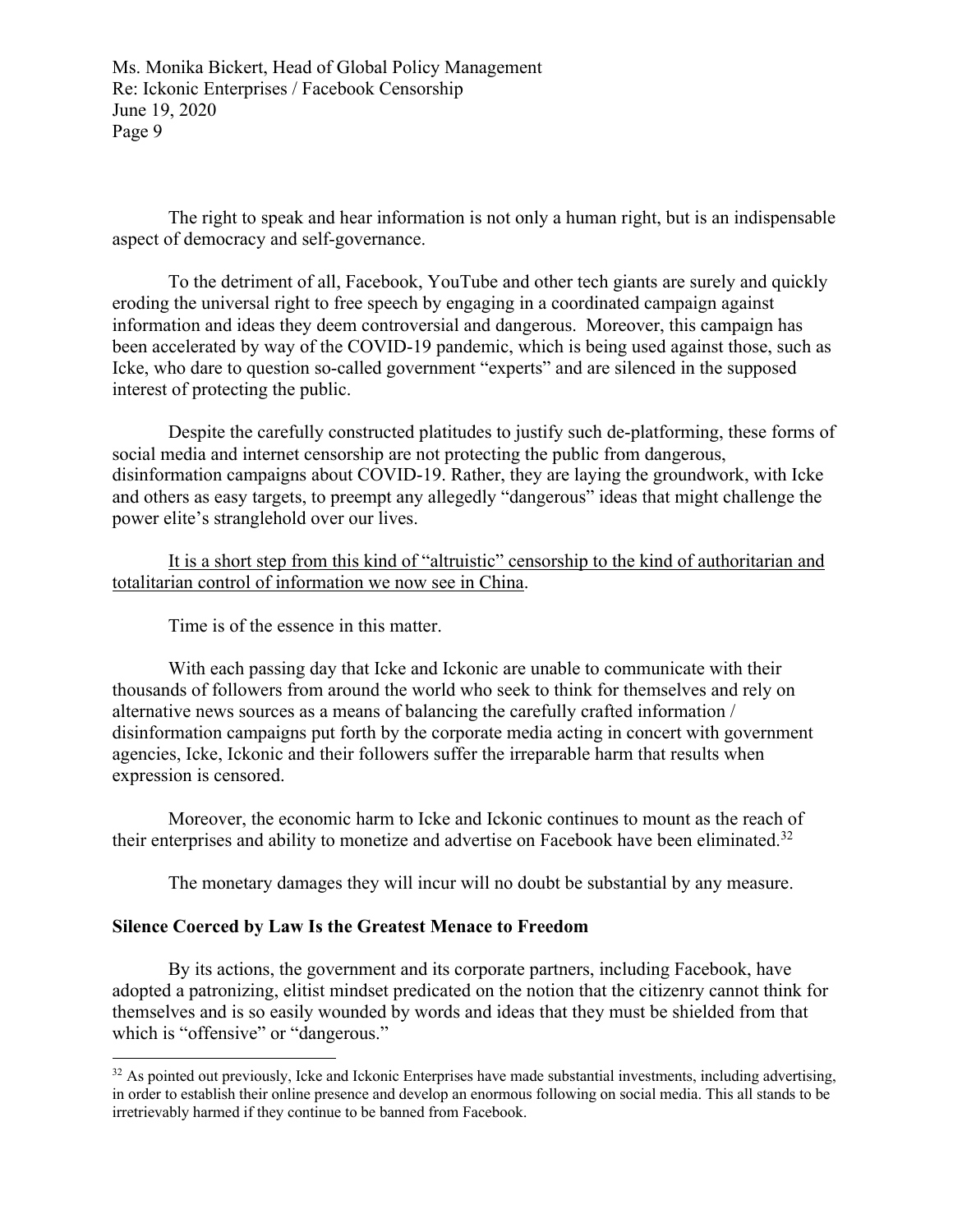The right to speak and hear information is not only a human right, but is an indispensable aspect of democracy and self-governance.

To the detriment of all, Facebook, YouTube and other tech giants are surely and quickly eroding the universal right to free speech by engaging in a coordinated campaign against information and ideas they deem controversial and dangerous. Moreover, this campaign has been accelerated by way of the COVID-19 pandemic, which is being used against those, such as Icke, who dare to question so-called government "experts" and are silenced in the supposed interest of protecting the public.

Despite the carefully constructed platitudes to justify such de-platforming, these forms of social media and internet censorship are not protecting the public from dangerous, disinformation campaigns about COVID-19. Rather, they are laying the groundwork, with Icke and others as easy targets, to preempt any allegedly "dangerous" ideas that might challenge the power elite's stranglehold over our lives.

<u>It is a short step from this kind of "altruistic" censorship to the kind of authoritarian and totalitarian control of information we now see in China</u>.

Time is of the essence in this matter.

With each passing day that Icke and Ickonic are unable to communicate with their thousands of followers from around the world who seek to think for themselves and rely on alternative news sources as a means of balancing the carefully crafted information / disinformation campaigns put forth by the corporate media acting in concert with government agencies, Icke, Ickonic and their followers suffer the irreparable harm that results when expression is censored.

Moreover, the economic harm to Icke and Ickonic continues to mount as the reach of their enterprises and ability to monetize and advertise on Facebook have been eliminated.[32]

The monetary damages they will incur will no doubt be substantial by any measure.

**Silence Coerced by Law Is the Greatest Menace to Freedom**

By its actions, the government and its corporate partners, including Facebook, have adopted a patronizing, elitist mindset predicated on the notion that the citizenry cannot think for themselves and is so easily wounded by words and ideas that they must be shielded from that which is "offensive" or "dangerous."

---

[32] As pointed out previously, Icke and Ickonic Enterprises have made substantial investments, including advertising, in order to establish their online presence and develop an enormous following on social media. This all stands to be irretrievably harmed if they continue to be banned from Facebook.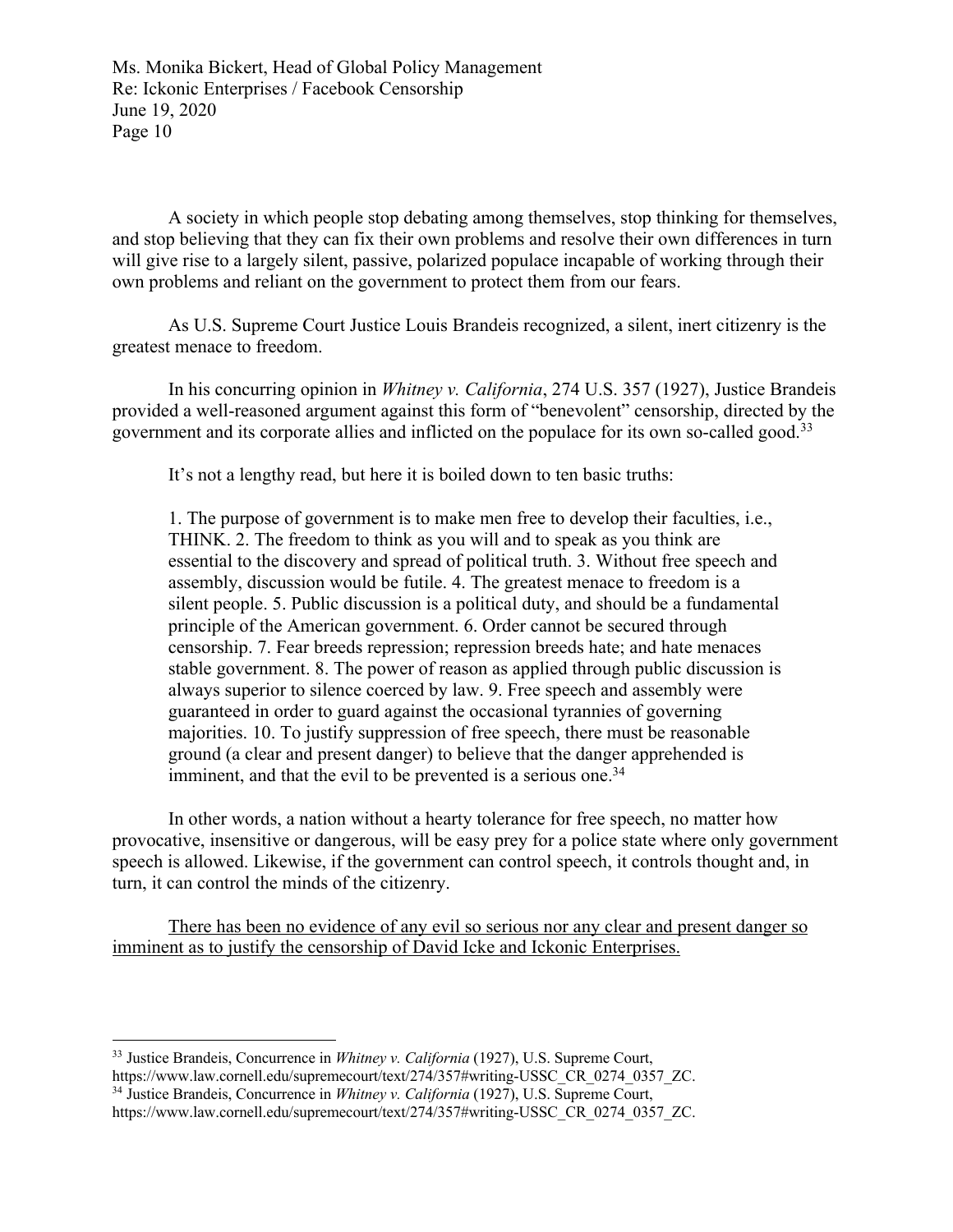A society in which people stop debating among themselves, stop thinking for themselves, and stop believing that they can fix their own problems and resolve their own differences in turn will give rise to a largely silent, passive, polarized populace incapable of working through their own problems and reliant on the government to protect them from our fears.

As U.S. Supreme Court Justice Louis Brandeis recognized, a silent, inert citizenry is the greatest menace to freedom.

In his concurring opinion in *Whitney v. California*, 274 U.S. 357 (1927), Justice Brandeis provided a well-reasoned argument against this form of "benevolent" censorship, directed by the government and its corporate allies and inflicted on the populace for its own so-called good.[33]

It's not a lengthy read, but here it is boiled down to ten basic truths:

> 1. The purpose of government is to make men free to develop their faculties, i.e., THINK. 2. The freedom to think as you will and to speak as you think are essential to the discovery and spread of political truth. 3. Without free speech and assembly, discussion would be futile. 4. The greatest menace to freedom is a silent people. 5. Public discussion is a political duty, and should be a fundamental principle of the American government. 6. Order cannot be secured through censorship. 7. Fear breeds repression; repression breeds hate; and hate menaces stable government. 8. The power of reason as applied through public discussion is always superior to silence coerced by law. 9. Free speech and assembly were guaranteed in order to guard against the occasional tyrannies of governing majorities. 10. To justify suppression of free speech, there must be reasonable ground (a clear and present danger) to believe that the danger apprehended is imminent, and that the evil to be prevented is a serious one.[34]

In other words, a nation without a hearty tolerance for free speech, no matter how provocative, insensitive or dangerous, will be easy prey for a police state where only government speech is allowed. Likewise, if the government can control speech, it controls thought and, in turn, it can control the minds of the citizenry.

<u>There has been no evidence of any evil so serious nor any clear and present danger so imminent as to justify the censorship of David Icke and Ickonic Enterprises.</u>

---

[33] Justice Brandeis, Concurrence in *Whitney v. California* (1927), U.S. Supreme Court, https://www.law.cornell.edu/supremecourt/text/274/357#writing-USSC_CR_0274_0357_ZC.

[34] Justice Brandeis, Concurrence in *Whitney v. California* (1927), U.S. Supreme Court, https://www.law.cornell.edu/supremecourt/text/274/357#writing-USSC_CR_0274_0357_ZC.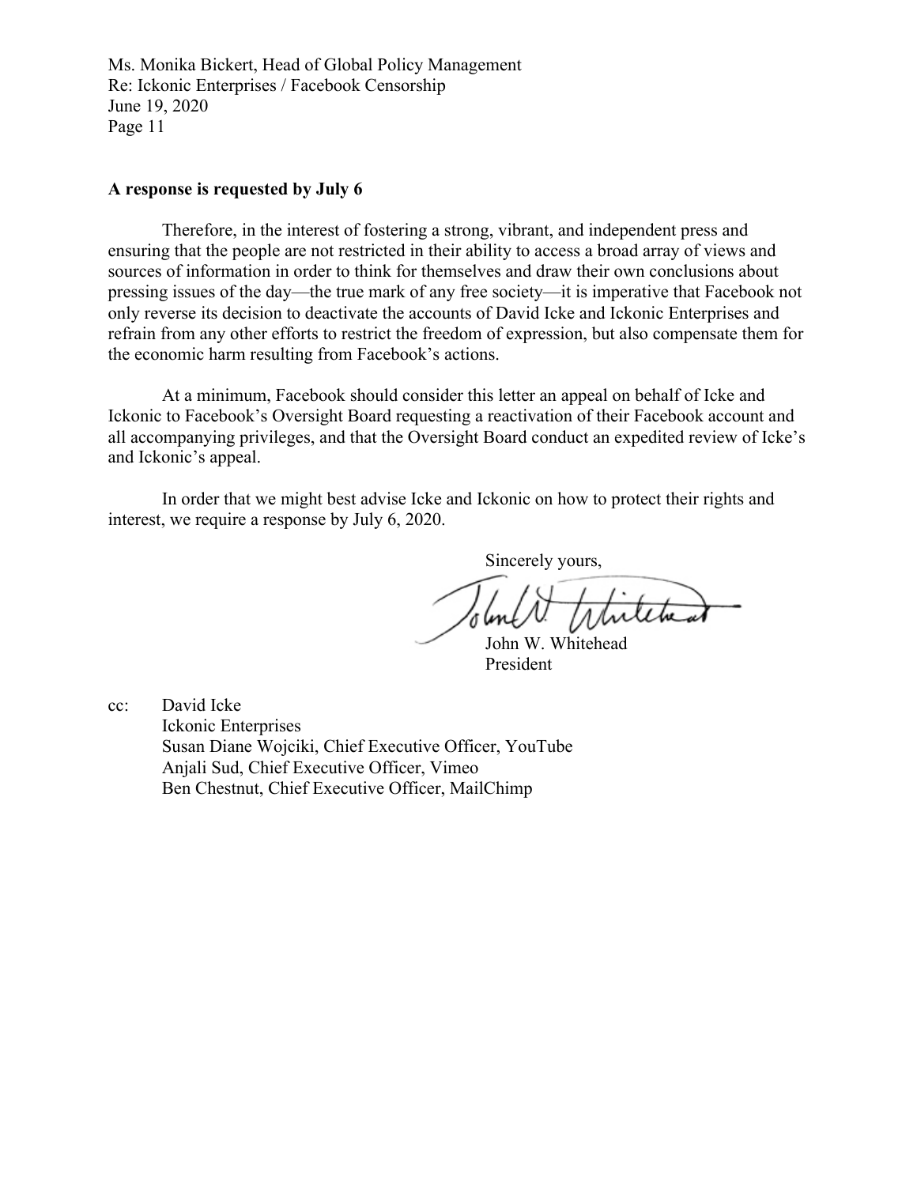**A response is requested by July 6**

Therefore, in the interest of fostering a strong, vibrant, and independent press and ensuring that the people are not restricted in their ability to access a broad array of views and sources of information in order to think for themselves and draw their own conclusions about pressing issues of the day—the true mark of any free society—it is imperative that Facebook not only reverse its decision to deactivate the accounts of David Icke and Ickonic Enterprises and refrain from any other efforts to restrict the freedom of expression, but also compensate them for the economic harm resulting from Facebook's actions.

At a minimum, Facebook should consider this letter an appeal on behalf of Icke and Ickonic to Facebook's Oversight Board requesting a reactivation of their Facebook account and all accompanying privileges, and that the Oversight Board conduct an expedited review of Icke's and Ickonic's appeal.

In order that we might best advise Icke and Ickonic on how to protect their rights and interest, we require a response by July 6, 2020.

Sincerely yours,

John W. Whitehead
President

cc: David Icke
Ickonic Enterprises
Susan Diane Wojciki, Chief Executive Officer, YouTube
Anjali Sud, Chief Executive Officer, Vimeo
Ben Chestnut, Chief Executive Officer, MailChimp